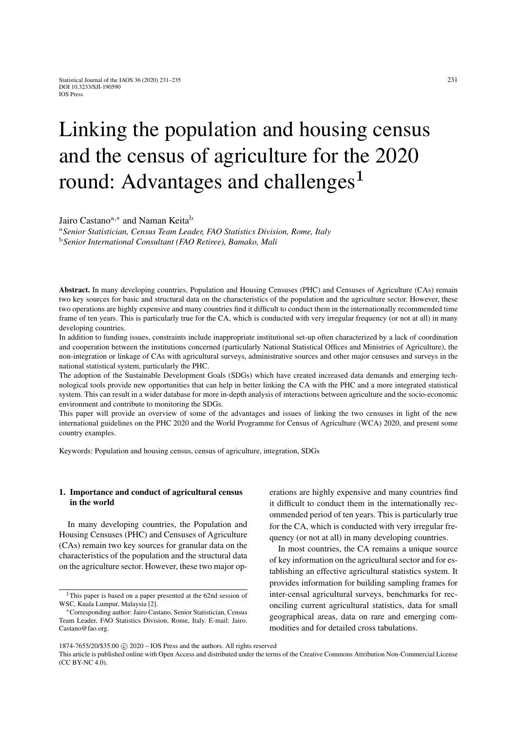# Linking the population and housing census and the census of agriculture for the 2020 round: Advantages and challenges[1]

Jairo Castano[a,*] and Naman Keita[b]

[a] *Senior Statistician, Census Team Leader, FAO Statistics Division, Rome, Italy*
[b] *Senior International Consultant (FAO Retiree), Bamako, Mali*

**Abstract.** In many developing countries, Population and Housing Censuses (PHC) and Censuses of Agriculture (CAs) remain two key sources for basic and structural data on the characteristics of the population and the agriculture sector. However, these two operations are highly expensive and many countries find it difficult to conduct them in the internationally recommended time frame of ten years. This is particularly true for the CA, which is conducted with very irregular frequency (or not at all) in many developing countries.

In addition to funding issues, constraints include inappropriate institutional set-up often characterized by a lack of coordination and cooperation between the institutions concerned (particularly National Statistical Offices and Ministries of Agriculture), the non-integration or linkage of CAs with agricultural surveys, administrative sources and other major censuses and surveys in the national statistical system, particularly the PHC.

The adoption of the Sustainable Development Goals (SDGs) which have created increased data demands and emerging technological tools provide new opportunities that can help in better linking the CA with the PHC and a more integrated statistical system. This can result in a wider database for more in-depth analysis of interactions between agriculture and the socio-economic environment and contribute to monitoring the SDGs.

This paper will provide an overview of some of the advantages and issues of linking the two censuses in light of the new international guidelines on the PHC 2020 and the World Programme for Census of Agriculture (WCA) 2020, and present some country examples.

Keywords: Population and housing census, census of agriculture, integration, SDGs

## 1. Importance and conduct of agricultural census in the world

In many developing countries, the Population and Housing Censuses (PHC) and Censuses of Agriculture (CAs) remain two key sources for granular data on the characteristics of the population and the structural data on the agriculture sector. However, these two major operations are highly expensive and many countries find it difficult to conduct them in the internationally recommended period of ten years. This is particularly true for the CA, which is conducted with very irregular frequency (or not at all) in many developing countries.

In most countries, the CA remains a unique source of key information on the agricultural sector and for establishing an effective agricultural statistics system. It provides information for building sampling frames for inter-censal agricultural surveys, benchmarks for reconciling current agricultural statistics, data for small geographical areas, data on rare and emerging commodities and for detailed cross tabulations.

[1] This paper is based on a paper presented at the 62nd session of WSC, Kuala Lumpur, Malaysia [2].

*Corresponding author: Jairo Castano, Senior Statistician, Census Team Leader, FAO Statistics Division, Rome, Italy. E-mail: Jairo.Castano@fao.org.

1874-7655/20/$35.00 © 2020 – IOS Press and the authors. All rights reserved

This article is published online with Open Access and distributed under the terms of the Creative Commons Attribution Non-Commercial License (CC BY-NC 4.0).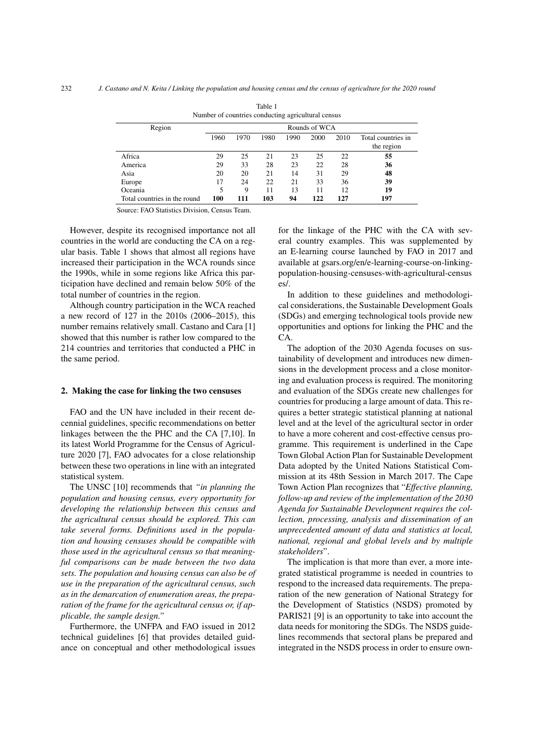Table 1
Number of countries conducting agricultural census

| Region | Rounds of WCA | | | | | | |
|---|---|---|---|---|---|---|---|
| | 1960 | 1970 | 1980 | 1990 | 2000 | 2010 | Total countries in the region |
| Africa | 29 | 25 | 21 | 23 | 25 | 22 | **55** |
| America | 29 | 33 | 28 | 23 | 22 | 28 | **36** |
| Asia | 20 | 20 | 21 | 14 | 31 | 29 | **48** |
| Europe | 17 | 24 | 22 | 21 | 33 | 36 | **39** |
| Oceania | 5 | 9 | 11 | 13 | 11 | 12 | **19** |
| Total countries in the round | **100** | **111** | **103** | **94** | **122** | **127** | **197** |

Source: FAO Statistics Division, Census Team.

However, despite its recognised importance not all countries in the world are conducting the CA on a regular basis. Table 1 shows that almost all regions have increased their participation in the WCA rounds since the 1990s, while in some regions like Africa this participation have declined and remain below 50% of the total number of countries in the region.

Although country participation in the WCA reached a new record of 127 in the 2010s (2006–2015), this number remains relatively small. Castano and Cara [1] showed that this number is rather low compared to the 214 countries and territories that conducted a PHC in the same period.

## 2. Making the case for linking the two censuses

FAO and the UN have included in their recent decennial guidelines, specific recommendations on better linkages between the the PHC and the CA [7,10]. In its latest World Programme for the Census of Agriculture 2020 [7], FAO advocates for a close relationship between these two operations in line with an integrated statistical system.

The UNSC [10] recommends that *"in planning the population and housing census, every opportunity for developing the relationship between this census and the agricultural census should be explored. This can take several forms. Definitions used in the population and housing censuses should be compatible with those used in the agricultural census so that meaningful comparisons can be made between the two data sets. The population and housing census can also be of use in the preparation of the agricultural census, such as in the demarcation of enumeration areas, the preparation of the frame for the agricultural census or, if applicable, the sample design."*

Furthermore, the UNFPA and FAO issued in 2012 technical guidelines [6] that provides detailed guidance on conceptual and other methodological issues for the linkage of the PHC with the CA with several country examples. This was supplemented by an E-learning course launched by FAO in 2017 and available at gsars.org/en/e-learning-course-on-linking-population-housing-censuses-with-agricultural-censuses/.

In addition to these guidelines and methodological considerations, the Sustainable Development Goals (SDGs) and emerging technological tools provide new opportunities and options for linking the PHC and the CA.

The adoption of the 2030 Agenda focuses on sustainability of development and introduces new dimensions in the development process and a close monitoring and evaluation process is required. The monitoring and evaluation of the SDGs create new challenges for countries for producing a large amount of data. This requires a better strategic statistical planning at national level and at the level of the agricultural sector in order to have a more coherent and cost-effective census programme. This requirement is underlined in the Cape Town Global Action Plan for Sustainable Development Data adopted by the United Nations Statistical Commission at its 48th Session in March 2017. The Cape Town Action Plan recognizes that "*Effective planning, follow-up and review of the implementation of the 2030 Agenda for Sustainable Development requires the collection, processing, analysis and dissemination of an unprecedented amount of data and statistics at local, national, regional and global levels and by multiple stakeholders*".

The implication is that more than ever, a more integrated statistical programme is needed in countries to respond to the increased data requirements. The preparation of the new generation of National Strategy for the Development of Statistics (NSDS) promoted by PARIS21 [9] is an opportunity to take into account the data needs for monitoring the SDGs. The NSDS guidelines recommends that sectoral plans be prepared and integrated in the NSDS process in order to ensure own-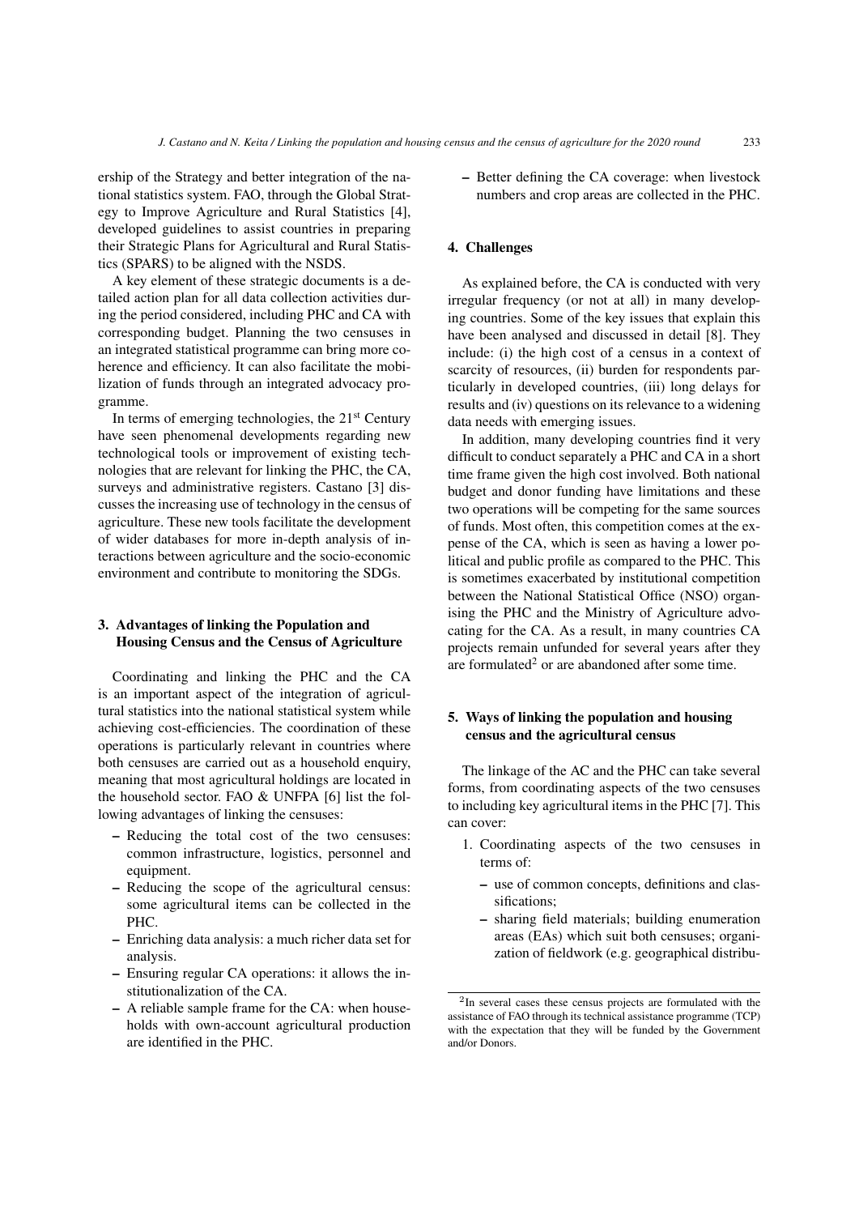ership of the Strategy and better integration of the national statistics system. FAO, through the Global Strategy to Improve Agriculture and Rural Statistics [4], developed guidelines to assist countries in preparing their Strategic Plans for Agricultural and Rural Statistics (SPARS) to be aligned with the NSDS.

A key element of these strategic documents is a detailed action plan for all data collection activities during the period considered, including PHC and CA with corresponding budget. Planning the two censuses in an integrated statistical programme can bring more coherence and efficiency. It can also facilitate the mobilization of funds through an integrated advocacy programme.

In terms of emerging technologies, the 21st Century have seen phenomenal developments regarding new technological tools or improvement of existing technologies that are relevant for linking the PHC, the CA, surveys and administrative registers. Castano [3] discusses the increasing use of technology in the census of agriculture. These new tools facilitate the development of wider databases for more in-depth analysis of interactions between agriculture and the socio-economic environment and contribute to monitoring the SDGs.

## 3. Advantages of linking the Population and Housing Census and the Census of Agriculture

Coordinating and linking the PHC and the CA is an important aspect of the integration of agricultural statistics into the national statistical system while achieving cost-efficiencies. The coordination of these operations is particularly relevant in countries where both censuses are carried out as a household enquiry, meaning that most agricultural holdings are located in the household sector. FAO & UNFPA [6] list the following advantages of linking the censuses:

- Reducing the total cost of the two censuses: common infrastructure, logistics, personnel and equipment.
- Reducing the scope of the agricultural census: some agricultural items can be collected in the PHC.
- Enriching data analysis: a much richer data set for analysis.
- Ensuring regular CA operations: it allows the institutionalization of the CA.
- A reliable sample frame for the CA: when households with own-account agricultural production are identified in the PHC.
- Better defining the CA coverage: when livestock numbers and crop areas are collected in the PHC.

## 4. Challenges

As explained before, the CA is conducted with very irregular frequency (or not at all) in many developing countries. Some of the key issues that explain this have been analysed and discussed in detail [8]. They include: (i) the high cost of a census in a context of scarcity of resources, (ii) burden for respondents particularly in developed countries, (iii) long delays for results and (iv) questions on its relevance to a widening data needs with emerging issues.

In addition, many developing countries find it very difficult to conduct separately a PHC and CA in a short time frame given the high cost involved. Both national budget and donor funding have limitations and these two operations will be competing for the same sources of funds. Most often, this competition comes at the expense of the CA, which is seen as having a lower political and public profile as compared to the PHC. This is sometimes exacerbated by institutional competition between the National Statistical Office (NSO) organising the PHC and the Ministry of Agriculture advocating for the CA. As a result, in many countries CA projects remain unfunded for several years after they are formulated[2] or are abandoned after some time.

## 5. Ways of linking the population and housing census and the agricultural census

The linkage of the AC and the PHC can take several forms, from coordinating aspects of the two censuses to including key agricultural items in the PHC [7]. This can cover:

1. Coordinating aspects of the two censuses in terms of:
   - use of common concepts, definitions and classifications;
   - sharing field materials; building enumeration areas (EAs) which suit both censuses; organization of fieldwork (e.g. geographical distribu-

[2] In several cases these census projects are formulated with the assistance of FAO through its technical assistance programme (TCP) with the expectation that they will be funded by the Government and/or Donors.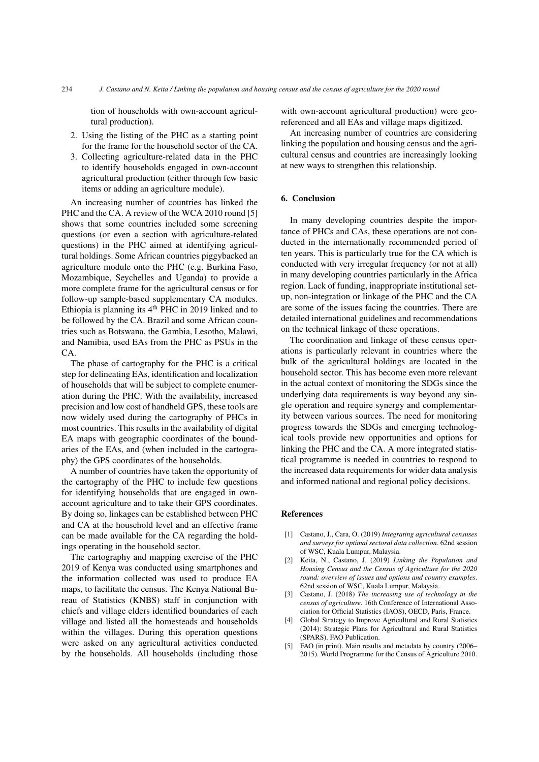tion of households with own-account agricultural production).

2. Using the listing of the PHC as a starting point for the frame for the household sector of the CA.
3. Collecting agriculture-related data in the PHC to identify households engaged in own-account agricultural production (either through few basic items or adding an agriculture module).

An increasing number of countries has linked the PHC and the CA. A review of the WCA 2010 round [5] shows that some countries included some screening questions (or even a section with agriculture-related questions) in the PHC aimed at identifying agricultural holdings. Some African countries piggybacked an agriculture module onto the PHC (e.g. Burkina Faso, Mozambique, Seychelles and Uganda) to provide a more complete frame for the agricultural census or for follow-up sample-based supplementary CA modules. Ethiopia is planning its 4th PHC in 2019 linked and to be followed by the CA. Brazil and some African countries such as Botswana, the Gambia, Lesotho, Malawi, and Namibia, used EAs from the PHC as PSUs in the CA.

The phase of cartography for the PHC is a critical step for delineating EAs, identification and localization of households that will be subject to complete enumeration during the PHC. With the availability, increased precision and low cost of handheld GPS, these tools are now widely used during the cartography of PHCs in most countries. This results in the availability of digital EA maps with geographic coordinates of the boundaries of the EAs, and (when included in the cartography) the GPS coordinates of the households.

A number of countries have taken the opportunity of the cartography of the PHC to include few questions for identifying households that are engaged in own-account agriculture and to take their GPS coordinates. By doing so, linkages can be established between PHC and CA at the household level and an effective frame can be made available for the CA regarding the holdings operating in the household sector.

The cartography and mapping exercise of the PHC 2019 of Kenya was conducted using smartphones and the information collected was used to produce EA maps, to facilitate the census. The Kenya National Bureau of Statistics (KNBS) staff in conjunction with chiefs and village elders identified boundaries of each village and listed all the homesteads and households within the villages. During this operation questions were asked on any agricultural activities conducted by the households. All households (including those with own-account agricultural production) were georeferenced and all EAs and village maps digitized.

An increasing number of countries are considering linking the population and housing census and the agricultural census and countries are increasingly looking at new ways to strengthen this relationship.

## 6. Conclusion

In many developing countries despite the importance of PHCs and CAs, these operations are not conducted in the internationally recommended period of ten years. This is particularly true for the CA which is conducted with very irregular frequency (or not at all) in many developing countries particularly in the Africa region. Lack of funding, inappropriate institutional setup, non-integration or linkage of the PHC and the CA are some of the issues facing the countries. There are detailed international guidelines and recommendations on the technical linkage of these operations.

The coordination and linkage of these census operations is particularly relevant in countries where the bulk of the agricultural holdings are located in the household sector. This has become even more relevant in the actual context of monitoring the SDGs since the underlying data requirements is way beyond any single operation and require synergy and complementarity between various sources. The need for monitoring progress towards the SDGs and emerging technological tools provide new opportunities and options for linking the PHC and the CA. A more integrated statistical programme is needed in countries to respond to the increased data requirements for wider data analysis and informed national and regional policy decisions.

## References

[1] Castano, J., Cara, O. (2019) *Integrating agricultural censuses and surveys for optimal sectoral data collection*. 62nd session of WSC, Kuala Lumpur, Malaysia.

[2] Keita, N., Castano, J. (2019) *Linking the Population and Housing Census and the Census of Agriculture for the 2020 round: overview of issues and options and country examples*. 62nd session of WSC, Kuala Lumpur, Malaysia.

[3] Castano, J. (2018) *The increasing use of technology in the census of agriculture*. 16th Conference of International Association for Official Statistics (IAOS), OECD, Paris, France.

[4] Global Strategy to Improve Agricultural and Rural Statistics (2014): Strategic Plans for Agricultural and Rural Statistics (SPARS). FAO Publication.

[5] FAO (in print). Main results and metadata by country (2006–2015). World Programme for the Census of Agriculture 2010.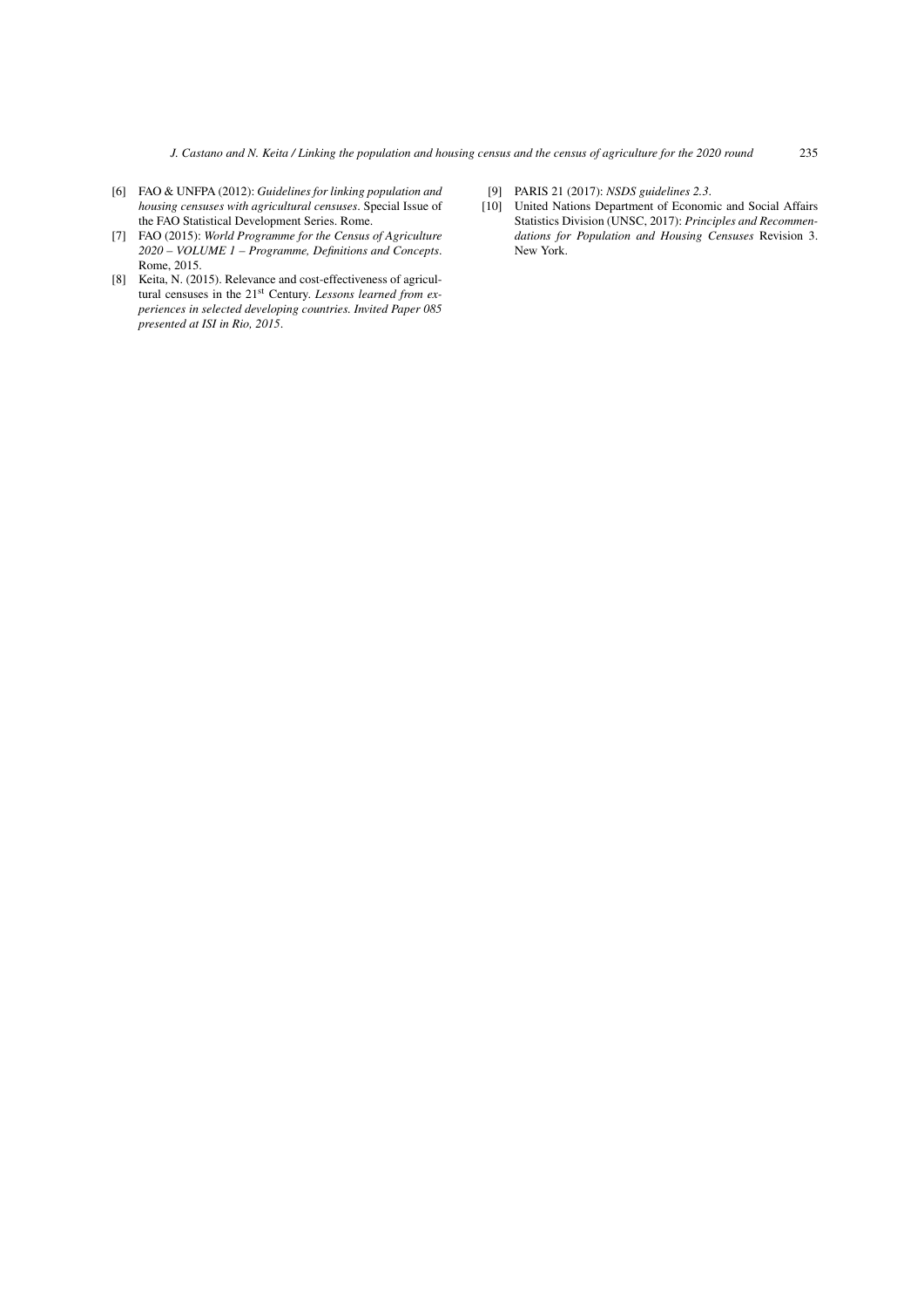[6] FAO & UNFPA (2012): *Guidelines for linking population and housing censuses with agricultural censuses*. Special Issue of the FAO Statistical Development Series. Rome.

[7] FAO (2015): *World Programme for the Census of Agriculture 2020 – VOLUME 1 – Programme, Definitions and Concepts*. Rome, 2015.

[8] Keita, N. (2015). Relevance and cost-effectiveness of agricultural censuses in the 21st Century. *Lessons learned from experiences in selected developing countries. Invited Paper 085 presented at ISI in Rio, 2015*.

[9] PARIS 21 (2017): *NSDS guidelines 2.3*.

[10] United Nations Department of Economic and Social Affairs Statistics Division (UNSC, 2017): *Principles and Recommendations for Population and Housing Censuses* Revision 3. New York.